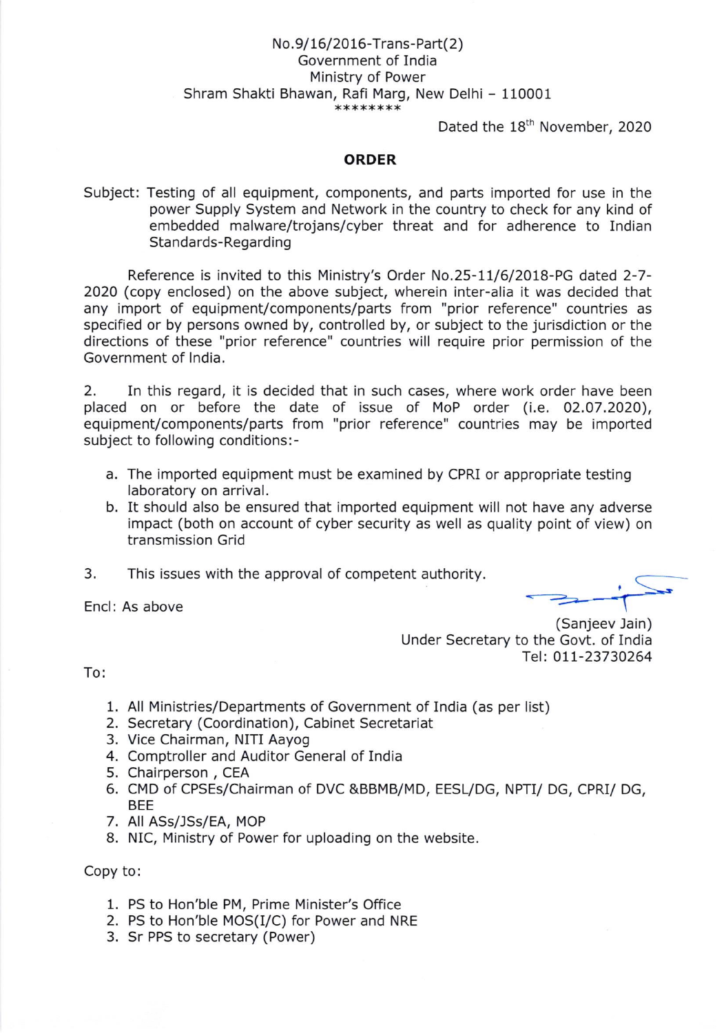No.9/16/2016-Trans-Part(2)
Government of India
Ministry of Power
Shram Shakti Bhawan, Rafi Marg, New Delhi – 110001
\*\*\*\*\*\*\*\*

Dated the 18th November, 2020

## ORDER

Subject: Testing of all equipment, components, and parts imported for use in the power Supply System and Network in the country to check for any kind of embedded malware/trojans/cyber threat and for adherence to Indian Standards-Regarding

Reference is invited to this Ministry's Order No.25-11/6/2018-PG dated 2-7-2020 (copy enclosed) on the above subject, wherein inter-alia it was decided that any import of equipment/components/parts from "prior reference" countries as specified or by persons owned by, controlled by, or subject to the jurisdiction or the directions of these "prior reference" countries will require prior permission of the Government of India.

2. In this regard, it is decided that in such cases, where work order have been placed on or before the date of issue of MoP order (i.e. 02.07.2020), equipment/components/parts from "prior reference" countries may be imported subject to following conditions:-

a. The imported equipment must be examined by CPRI or appropriate testing laboratory on arrival.
b. It should also be ensured that imported equipment will not have any adverse impact (both on account of cyber security as well as quality point of view) on transmission Grid

3. This issues with the approval of competent authority.

Encl: As above

(Sanjeev Jain)
Under Secretary to the Govt. of India
Tel: 011-23730264

To:

1. All Ministries/Departments of Government of India (as per list)
2. Secretary (Coordination), Cabinet Secretariat
3. Vice Chairman, NITI Aayog
4. Comptroller and Auditor General of India
5. Chairperson , CEA
6. CMD of CPSEs/Chairman of DVC &BBMB/MD, EESL/DG, NPTI/ DG, CPRI/ DG, BEE
7. All ASs/JSs/EA, MOP
8. NIC, Ministry of Power for uploading on the website.

Copy to:

1. PS to Hon'ble PM, Prime Minister's Office
2. PS to Hon'ble MOS(I/C) for Power and NRE
3. Sr PPS to secretary (Power)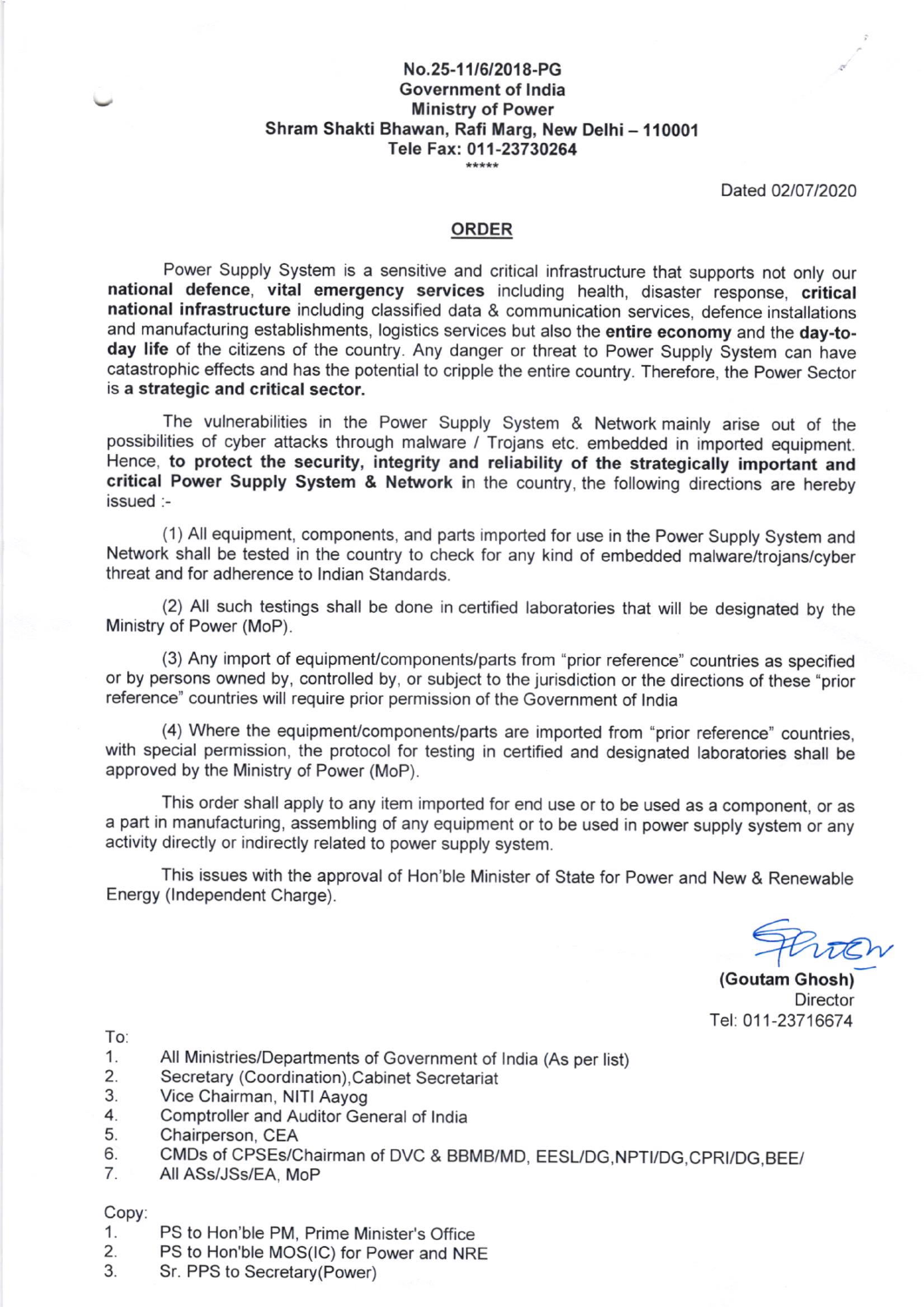**No.25-11/6/2018-PG**
**Government of India**
**Ministry of Power**
**Shram Shakti Bhawan, Rafi Marg, New Delhi – 110001**
**Tele Fax: 011-23730264**

\*\*\*\*\*

Dated 02/07/2020

## ORDER

Power Supply System is a sensitive and critical infrastructure that supports not only our **national defence**, **vital emergency services** including health, disaster response, **critical national infrastructure** including classified data & communication services, defence installations and manufacturing establishments, logistics services but also the **entire economy** and the **day-to-day life** of the citizens of the country. Any danger or threat to Power Supply System can have catastrophic effects and has the potential to cripple the entire country. Therefore, the Power Sector is **a strategic and critical sector.**

The vulnerabilities in the Power Supply System & Network mainly arise out of the possibilities of cyber attacks through malware / Trojans etc. embedded in imported equipment. Hence, **to protect the security, integrity and reliability of the strategically important and critical Power Supply System & Network** in the country, the following directions are hereby issued :-

(1) All equipment, components, and parts imported for use in the Power Supply System and Network shall be tested in the country to check for any kind of embedded malware/trojans/cyber threat and for adherence to Indian Standards.

(2) All such testings shall be done in certified laboratories that will be designated by the Ministry of Power (MoP).

(3) Any import of equipment/components/parts from "prior reference" countries as specified or by persons owned by, controlled by, or subject to the jurisdiction or the directions of these "prior reference" countries will require prior permission of the Government of India

(4) Where the equipment/components/parts are imported from "prior reference" countries, with special permission, the protocol for testing in certified and designated laboratories shall be approved by the Ministry of Power (MoP).

This order shall apply to any item imported for end use or to be used as a component, or as a part in manufacturing, assembling of any equipment or to be used in power supply system or any activity directly or indirectly related to power supply system.

This issues with the approval of Hon'ble Minister of State for Power and New & Renewable Energy (Independent Charge).

**(Goutam Ghosh)**
Director
Tel: 011-23716674

To:

1. All Ministries/Departments of Government of India (As per list)
2. Secretary (Coordination),Cabinet Secretariat
3. Vice Chairman, NITI Aayog
4. Comptroller and Auditor General of India
5. Chairperson, CEA
6. CMDs of CPSEs/Chairman of DVC & BBMB/MD, EESL/DG,NPTI/DG,CPRI/DG,BEE/
7. All ASs/JSs/EA, MoP

Copy:

1. PS to Hon'ble PM, Prime Minister's Office
2. PS to Hon'ble MOS(IC) for Power and NRE
3. Sr. PPS to Secretary(Power)